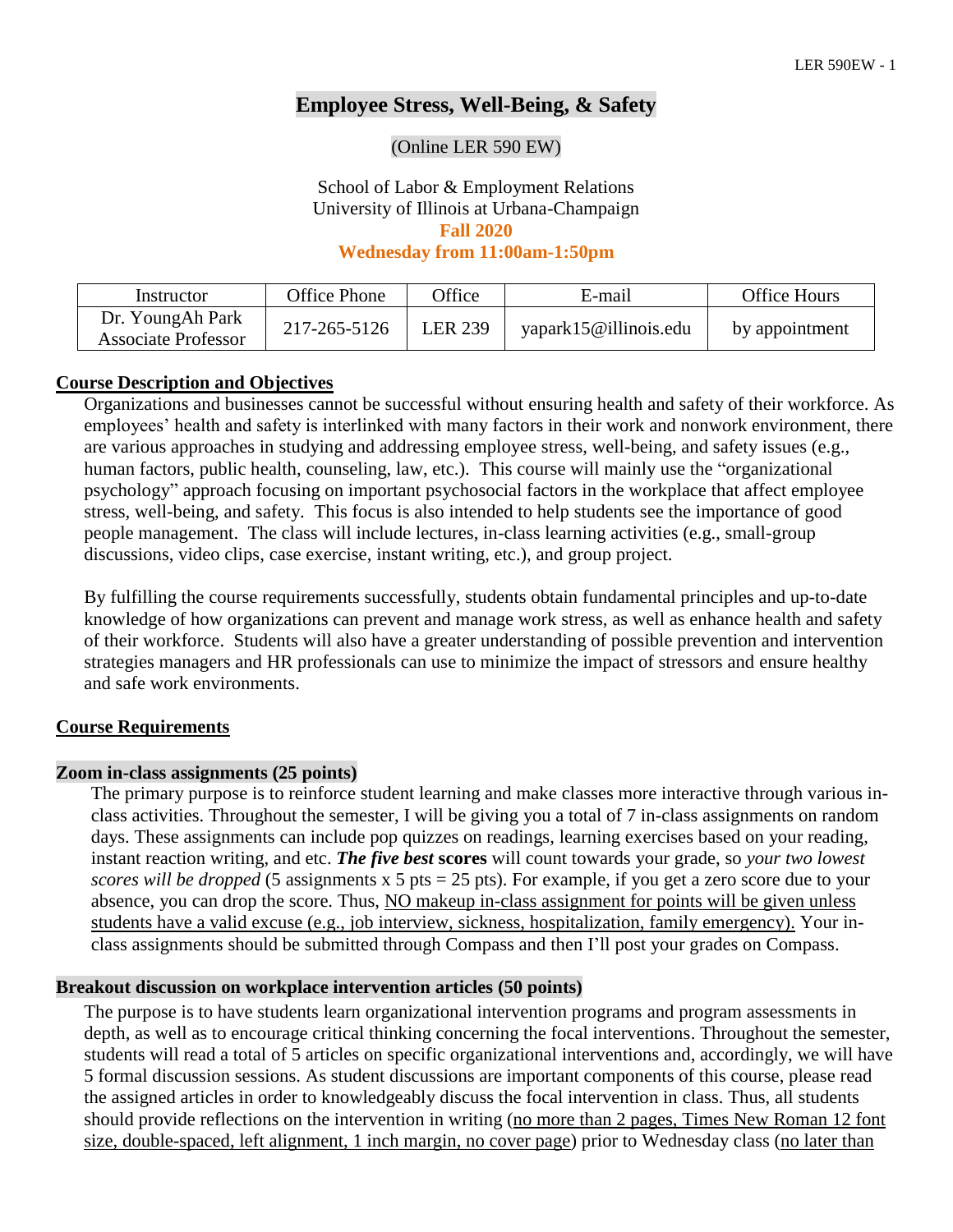# Employee Stress, Well-Being, & Safety

(Online LER 590 EW)

School of Labor & Employment Relations
University of Illinois at Urbana-Champaign
**Fall 2020**
**Wednesday from 11:00am-1:50pm**

| Instructor | Office Phone | Office | E-mail | Office Hours |
|---|---|---|---|---|
| Dr. YoungAh Park Associate Professor | 217-265-5126 | LER 239 | yapark15@illinois.edu | by appointment |

## Course Description and Objectives

Organizations and businesses cannot be successful without ensuring health and safety of their workforce. As employees' health and safety is interlinked with many factors in their work and nonwork environment, there are various approaches in studying and addressing employee stress, well-being, and safety issues (e.g., human factors, public health, counseling, law, etc.). This course will mainly use the "organizational psychology" approach focusing on important psychosocial factors in the workplace that affect employee stress, well-being, and safety. This focus is also intended to help students see the importance of good people management. The class will include lectures, in-class learning activities (e.g., small-group discussions, video clips, case exercise, instant writing, etc.), and group project.

By fulfilling the course requirements successfully, students obtain fundamental principles and up-to-date knowledge of how organizations can prevent and manage work stress, as well as enhance health and safety of their workforce. Students will also have a greater understanding of possible prevention and intervention strategies managers and HR professionals can use to minimize the impact of stressors and ensure healthy and safe work environments.

## Course Requirements

### Zoom in-class assignments (25 points)

The primary purpose is to reinforce student learning and make classes more interactive through various in-class activities. Throughout the semester, I will be giving you a total of 7 in-class assignments on random days. These assignments can include pop quizzes on readings, learning exercises based on your reading, instant reaction writing, and etc. ***The five best*** **scores** will count towards your grade, so *your two lowest scores will be dropped* (5 assignments x 5 pts = 25 pts). For example, if you get a zero score due to your absence, you can drop the score. Thus, NO makeup in-class assignment for points will be given unless students have a valid excuse (e.g., job interview, sickness, hospitalization, family emergency). Your in-class assignments should be submitted through Compass and then I'll post your grades on Compass.

### Breakout discussion on workplace intervention articles (50 points)

The purpose is to have students learn organizational intervention programs and program assessments in depth, as well as to encourage critical thinking concerning the focal interventions. Throughout the semester, students will read a total of 5 articles on specific organizational interventions and, accordingly, we will have 5 formal discussion sessions. As student discussions are important components of this course, please read the assigned articles in order to knowledgeably discuss the focal intervention in class. Thus, all students should provide reflections on the intervention in writing (no more than 2 pages, Times New Roman 12 font size, double-spaced, left alignment, 1 inch margin, no cover page) prior to Wednesday class (no later than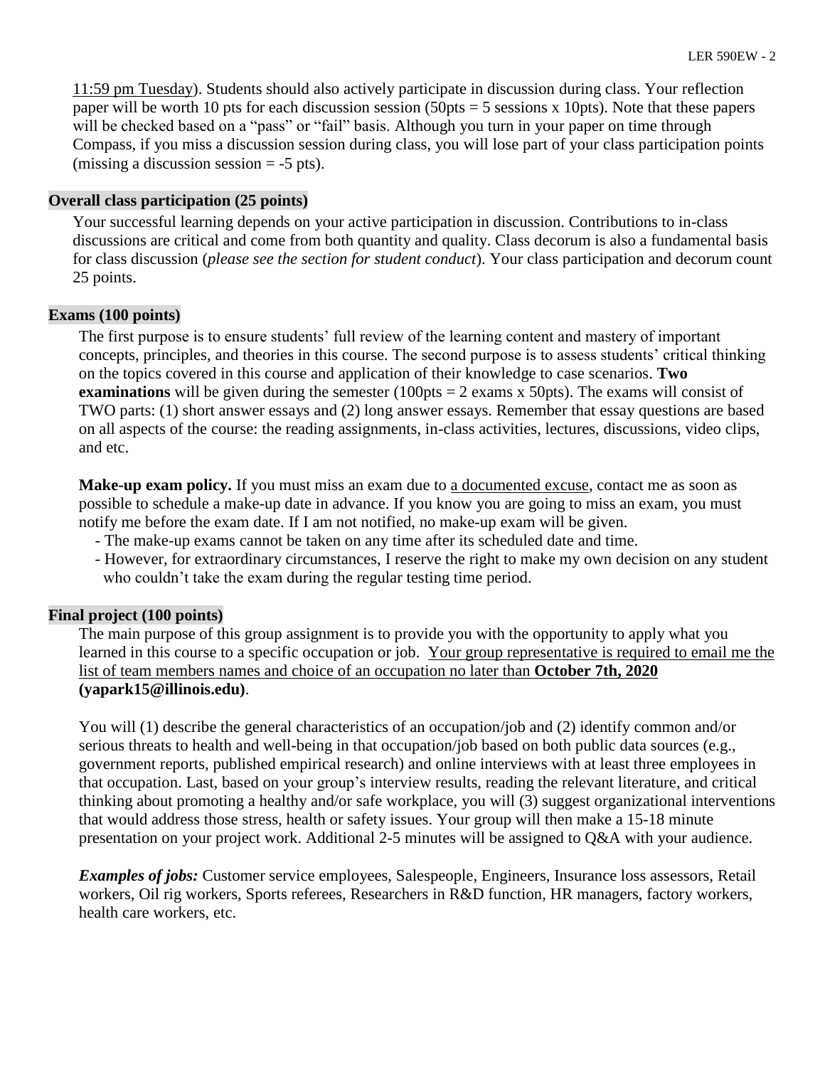11:59 pm Tuesday). Students should also actively participate in discussion during class. Your reflection paper will be worth 10 pts for each discussion session (50pts = 5 sessions x 10pts). Note that these papers will be checked based on a "pass" or "fail" basis. Although you turn in your paper on time through Compass, if you miss a discussion session during class, you will lose part of your class participation points (missing a discussion session = -5 pts).

### Overall class participation (25 points)

Your successful learning depends on your active participation in discussion. Contributions to in-class discussions are critical and come from both quantity and quality. Class decorum is also a fundamental basis for class discussion (*please see the section for student conduct*). Your class participation and decorum count 25 points.

### Exams (100 points)

The first purpose is to ensure students' full review of the learning content and mastery of important concepts, principles, and theories in this course. The second purpose is to assess students' critical thinking on the topics covered in this course and application of their knowledge to case scenarios. **Two examinations** will be given during the semester (100pts = 2 exams x 50pts). The exams will consist of TWO parts: (1) short answer essays and (2) long answer essays. Remember that essay questions are based on all aspects of the course: the reading assignments, in-class activities, lectures, discussions, video clips, and etc.

**Make-up exam policy.** If you must miss an exam due to a documented excuse, contact me as soon as possible to schedule a make-up date in advance. If you know you are going to miss an exam, you must notify me before the exam date. If I am not notified, no make-up exam will be given.

- The make-up exams cannot be taken on any time after its scheduled date and time.
- However, for extraordinary circumstances, I reserve the right to make my own decision on any student who couldn't take the exam during the regular testing time period.

### Final project (100 points)

The main purpose of this group assignment is to provide you with the opportunity to apply what you learned in this course to a specific occupation or job. Your group representative is required to email me the list of team members names and choice of an occupation no later than **October 7th, 2020 (yapark15@illinois.edu)**.

You will (1) describe the general characteristics of an occupation/job and (2) identify common and/or serious threats to health and well-being in that occupation/job based on both public data sources (e.g., government reports, published empirical research) and online interviews with at least three employees in that occupation. Last, based on your group's interview results, reading the relevant literature, and critical thinking about promoting a healthy and/or safe workplace, you will (3) suggest organizational interventions that would address those stress, health or safety issues. Your group will then make a 15-18 minute presentation on your project work. Additional 2-5 minutes will be assigned to Q&A with your audience.

***Examples of jobs:*** Customer service employees, Salespeople, Engineers, Insurance loss assessors, Retail workers, Oil rig workers, Sports referees, Researchers in R&D function, HR managers, factory workers, health care workers, etc.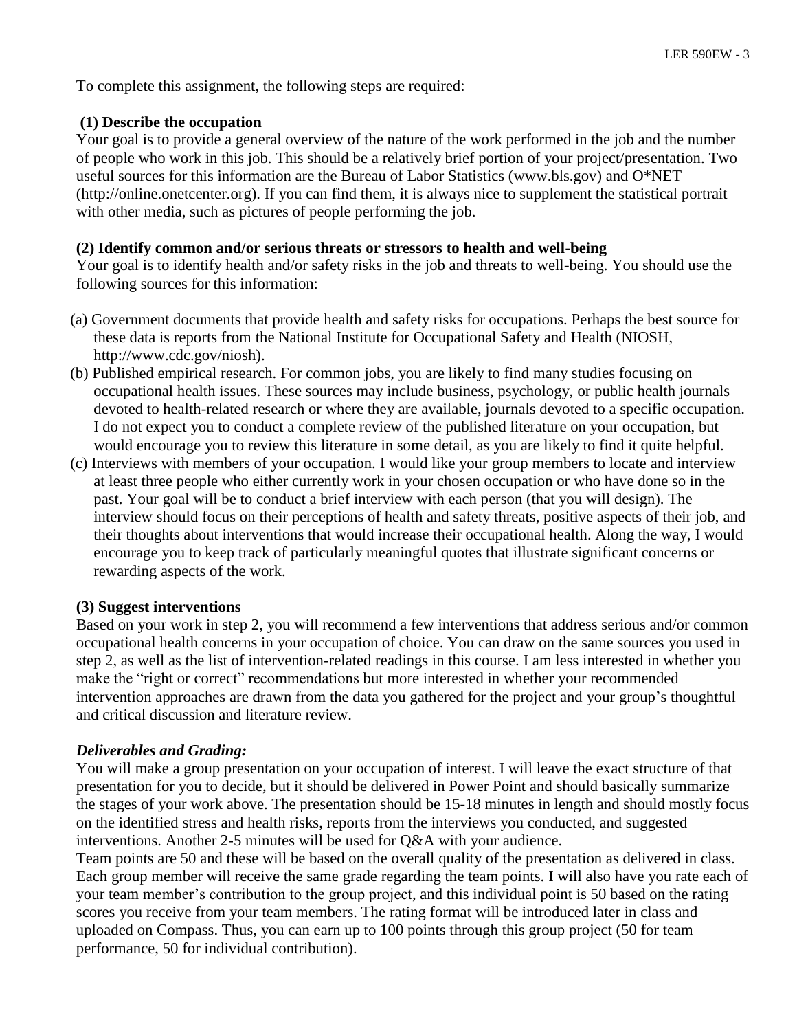To complete this assignment, the following steps are required:

**(1) Describe the occupation**

Your goal is to provide a general overview of the nature of the work performed in the job and the number of people who work in this job. This should be a relatively brief portion of your project/presentation. Two useful sources for this information are the Bureau of Labor Statistics (www.bls.gov) and O*NET (http://online.onetcenter.org). If you can find them, it is always nice to supplement the statistical portrait with other media, such as pictures of people performing the job.

**(2) Identify common and/or serious threats or stressors to health and well-being**

Your goal is to identify health and/or safety risks in the job and threats to well-being. You should use the following sources for this information:

(a) Government documents that provide health and safety risks for occupations. Perhaps the best source for these data is reports from the National Institute for Occupational Safety and Health (NIOSH, http://www.cdc.gov/niosh).

(b) Published empirical research. For common jobs, you are likely to find many studies focusing on occupational health issues. These sources may include business, psychology, or public health journals devoted to health-related research or where they are available, journals devoted to a specific occupation. I do not expect you to conduct a complete review of the published literature on your occupation, but would encourage you to review this literature in some detail, as you are likely to find it quite helpful.

(c) Interviews with members of your occupation. I would like your group members to locate and interview at least three people who either currently work in your chosen occupation or who have done so in the past. Your goal will be to conduct a brief interview with each person (that you will design). The interview should focus on their perceptions of health and safety threats, positive aspects of their job, and their thoughts about interventions that would increase their occupational health. Along the way, I would encourage you to keep track of particularly meaningful quotes that illustrate significant concerns or rewarding aspects of the work.

**(3) Suggest interventions**

Based on your work in step 2, you will recommend a few interventions that address serious and/or common occupational health concerns in your occupation of choice. You can draw on the same sources you used in step 2, as well as the list of intervention-related readings in this course. I am less interested in whether you make the "right or correct" recommendations but more interested in whether your recommended intervention approaches are drawn from the data you gathered for the project and your group's thoughtful and critical discussion and literature review.

***Deliverables and Grading:***

You will make a group presentation on your occupation of interest. I will leave the exact structure of that presentation for you to decide, but it should be delivered in Power Point and should basically summarize the stages of your work above. The presentation should be 15-18 minutes in length and should mostly focus on the identified stress and health risks, reports from the interviews you conducted, and suggested interventions. Another 2-5 minutes will be used for Q&A with your audience.

Team points are 50 and these will be based on the overall quality of the presentation as delivered in class. Each group member will receive the same grade regarding the team points. I will also have you rate each of your team member's contribution to the group project, and this individual point is 50 based on the rating scores you receive from your team members. The rating format will be introduced later in class and uploaded on Compass. Thus, you can earn up to 100 points through this group project (50 for team performance, 50 for individual contribution).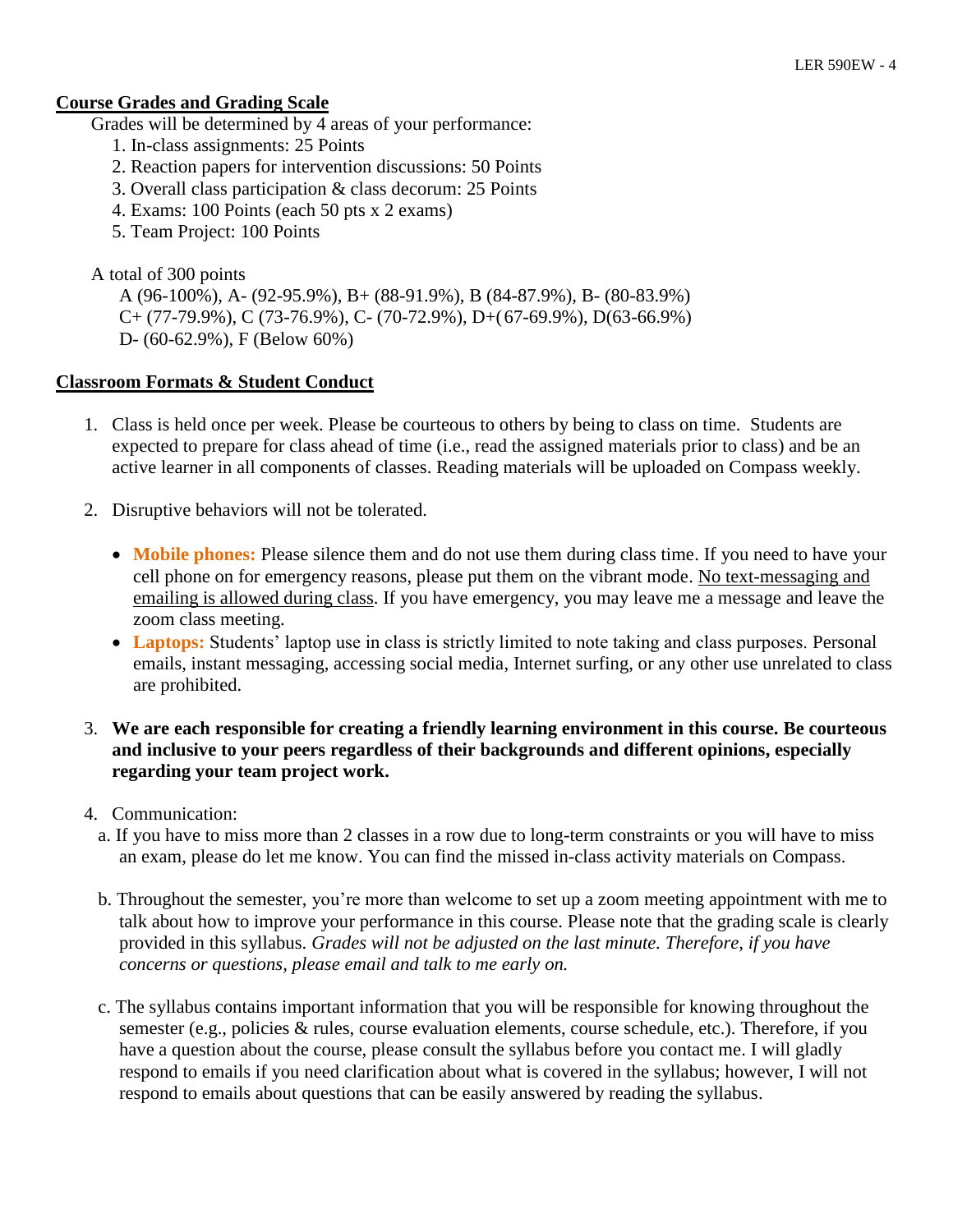## Course Grades and Grading Scale

Grades will be determined by 4 areas of your performance:

1. In-class assignments: 25 Points
2. Reaction papers for intervention discussions: 50 Points
3. Overall class participation & class decorum: 25 Points
4. Exams: 100 Points (each 50 pts x 2 exams)
5. Team Project: 100 Points

A total of 300 points

A (96-100%), A- (92-95.9%), B+ (88-91.9%), B (84-87.9%), B- (80-83.9%)
C+ (77-79.9%), C (73-76.9%), C- (70-72.9%), D+( 67-69.9%), D(63-66.9%)
D- (60-62.9%), F (Below 60%)

## Classroom Formats & Student Conduct

1. Class is held once per week. Please be courteous to others by being to class on time. Students are expected to prepare for class ahead of time (i.e., read the assigned materials prior to class) and be an active learner in all components of classes. Reading materials will be uploaded on Compass weekly.

2. Disruptive behaviors will not be tolerated.

   - **Mobile phones:** Please silence them and do not use them during class time. If you need to have your cell phone on for emergency reasons, please put them on the vibrant mode. No text-messaging and emailing is allowed during class. If you have emergency, you may leave me a message and leave the zoom class meeting.
   - **Laptops:** Students' laptop use in class is strictly limited to note taking and class purposes. Personal emails, instant messaging, accessing social media, Internet surfing, or any other use unrelated to class are prohibited.

3. **We are each responsible for creating a friendly learning environment in this course. Be courteous and inclusive to your peers regardless of their backgrounds and different opinions, especially regarding your team project work.**

4. Communication:

   a. If you have to miss more than 2 classes in a row due to long-term constraints or you will have to miss an exam, please do let me know. You can find the missed in-class activity materials on Compass.

   b. Throughout the semester, you're more than welcome to set up a zoom meeting appointment with me to talk about how to improve your performance in this course. Please note that the grading scale is clearly provided in this syllabus. *Grades will not be adjusted on the last minute. Therefore, if you have concerns or questions, please email and talk to me early on.*

   c. The syllabus contains important information that you will be responsible for knowing throughout the semester (e.g., policies & rules, course evaluation elements, course schedule, etc.). Therefore, if you have a question about the course, please consult the syllabus before you contact me. I will gladly respond to emails if you need clarification about what is covered in the syllabus; however, I will not respond to emails about questions that can be easily answered by reading the syllabus.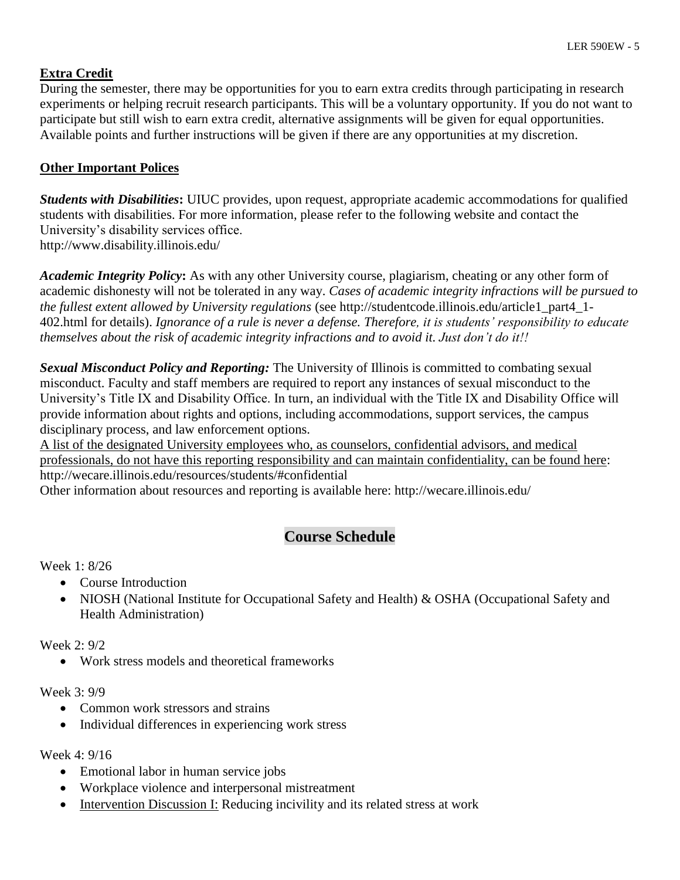**Extra Credit**

During the semester, there may be opportunities for you to earn extra credits through participating in research experiments or helping recruit research participants. This will be a voluntary opportunity. If you do not want to participate but still wish to earn extra credit, alternative assignments will be given for equal opportunities. Available points and further instructions will be given if there are any opportunities at my discretion.

**Other Important Polices**

***Students with Disabilities*:** UIUC provides, upon request, appropriate academic accommodations for qualified students with disabilities. For more information, please refer to the following website and contact the University's disability services office.
http://www.disability.illinois.edu/

***Academic Integrity Policy*:** As with any other University course, plagiarism, cheating or any other form of academic dishonesty will not be tolerated in any way. *Cases of academic integrity infractions will be pursued to the fullest extent allowed by University regulations* (see http://studentcode.illinois.edu/article1_part4_1-402.html for details). *Ignorance of a rule is never a defense. Therefore, it is students' responsibility to educate themselves about the risk of academic integrity infractions and to avoid it. Just don't do it!!*

***Sexual Misconduct Policy and Reporting:*** The University of Illinois is committed to combating sexual misconduct. Faculty and staff members are required to report any instances of sexual misconduct to the University's Title IX and Disability Office. In turn, an individual with the Title IX and Disability Office will provide information about rights and options, including accommodations, support services, the campus disciplinary process, and law enforcement options.
A list of the designated University employees who, as counselors, confidential advisors, and medical professionals, do not have this reporting responsibility and can maintain confidentiality, can be found here: http://wecare.illinois.edu/resources/students/#confidential
Other information about resources and reporting is available here: http://wecare.illinois.edu/

## Course Schedule

Week 1: 8/26

- Course Introduction
- NIOSH (National Institute for Occupational Safety and Health) & OSHA (Occupational Safety and Health Administration)

Week 2: 9/2

- Work stress models and theoretical frameworks

Week 3: 9/9

- Common work stressors and strains
- Individual differences in experiencing work stress

Week 4: 9/16

- Emotional labor in human service jobs
- Workplace violence and interpersonal mistreatment
- Intervention Discussion I: Reducing incivility and its related stress at work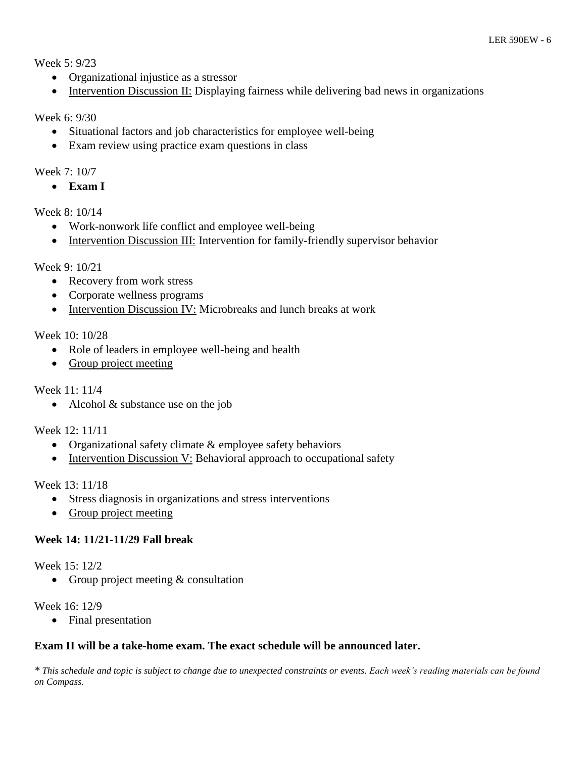Week 5: 9/23

- Organizational injustice as a stressor
- Intervention Discussion II: Displaying fairness while delivering bad news in organizations

Week 6: 9/30

- Situational factors and job characteristics for employee well-being
- Exam review using practice exam questions in class

Week 7: 10/7

- **Exam I**

Week 8: 10/14

- Work-nonwork life conflict and employee well-being
- Intervention Discussion III: Intervention for family-friendly supervisor behavior

Week 9: 10/21

- Recovery from work stress
- Corporate wellness programs
- Intervention Discussion IV: Microbreaks and lunch breaks at work

Week 10: 10/28

- Role of leaders in employee well-being and health
- Group project meeting

Week 11: 11/4

- Alcohol & substance use on the job

Week 12: 11/11

- Organizational safety climate & employee safety behaviors
- Intervention Discussion V: Behavioral approach to occupational safety

Week 13: 11/18

- Stress diagnosis in organizations and stress interventions
- Group project meeting

**Week 14: 11/21-11/29 Fall break**

Week 15: 12/2

- Group project meeting & consultation

Week 16: 12/9

- Final presentation

**Exam II will be a take-home exam. The exact schedule will be announced later.**

*\* This schedule and topic is subject to change due to unexpected constraints or events. Each week's reading materials can be found on Compass.*